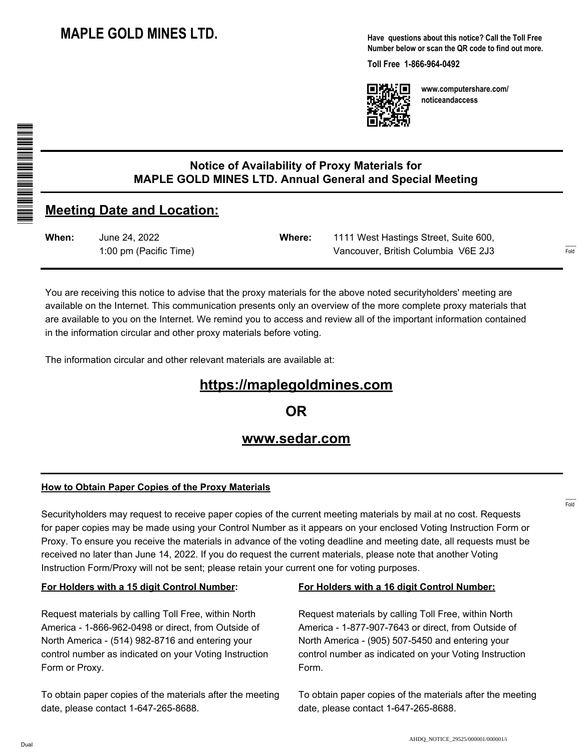# MAPLE GOLD MINES LTD.

**Have questions about this notice? Call the Toll Free Number below or scan the QR code to find out more.**

**Toll Free 1-866-964-0492**

**www.computershare.com/noticeandaccess**

## Notice of Availability of Proxy Materials for MAPLE GOLD MINES LTD. Annual General and Special Meeting

## Meeting Date and Location:

| **When:** | June 24, 2022<br>1:00 pm (Pacific Time) | **Where:** | 1111 West Hastings Street, Suite 600,<br>Vancouver, British Columbia V6E 2J3 |
|---|---|---|---|

You are receiving this notice to advise that the proxy materials for the above noted securityholders' meeting are available on the Internet. This communication presents only an overview of the more complete proxy materials that are available to you on the Internet. We remind you to access and review all of the important information contained in the information circular and other proxy materials before voting.

The information circular and other relevant materials are available at:

**https://maplegoldmines.com**

**OR**

**www.sedar.com**

### How to Obtain Paper Copies of the Proxy Materials

Securityholders may request to receive paper copies of the current meeting materials by mail at no cost. Requests for paper copies may be made using your Control Number as it appears on your enclosed Voting Instruction Form or Proxy. To ensure you receive the materials in advance of the voting deadline and meeting date, all requests must be received no later than June 14, 2022. If you do request the current materials, please note that another Voting Instruction Form/Proxy will not be sent; please retain your current one for voting purposes.

**For Holders with a 15 digit Control Number:**

Request materials by calling Toll Free, within North America - 1-866-962-0498 or direct, from Outside of North America - (514) 982-8716 and entering your control number as indicated on your Voting Instruction Form or Proxy.

To obtain paper copies of the materials after the meeting date, please contact 1-647-265-8688.

**For Holders with a 16 digit Control Number:**

Request materials by calling Toll Free, within North America - 1-877-907-7643 or direct, from Outside of North America - (905) 507-5450 and entering your control number as indicated on your Voting Instruction Form.

To obtain paper copies of the materials after the meeting date, please contact 1-647-265-8688.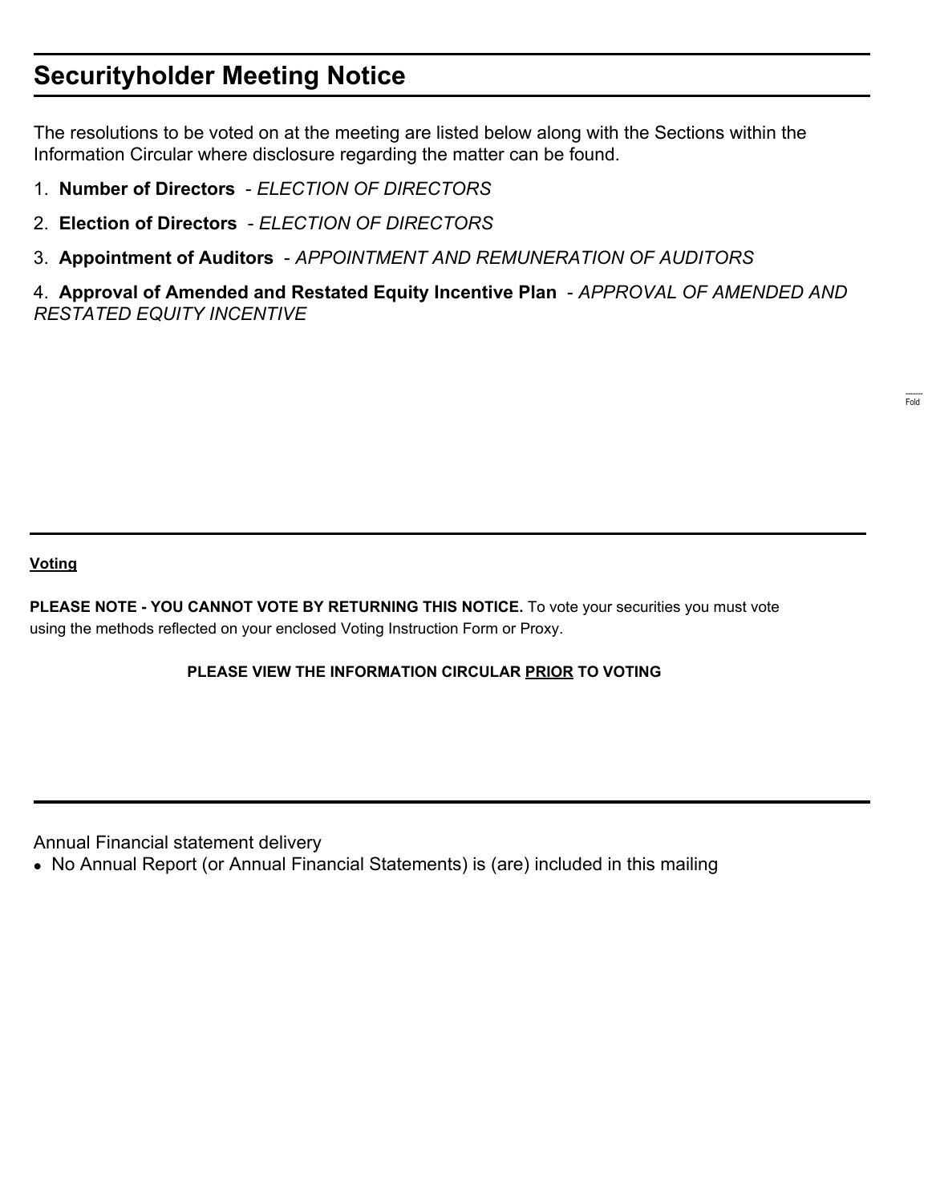## Securityholder Meeting Notice

The resolutions to be voted on at the meeting are listed below along with the Sections within the Information Circular where disclosure regarding the matter can be found.

1. **Number of Directors** - *ELECTION OF DIRECTORS*
2. **Election of Directors** - *ELECTION OF DIRECTORS*
3. **Appointment of Auditors** - *APPOINTMENT AND REMUNERATION OF AUDITORS*
4. **Approval of Amended and Restated Equity Incentive Plan** - *APPROVAL OF AMENDED AND RESTATED EQUITY INCENTIVE*

Fold

**Voting**

**PLEASE NOTE - YOU CANNOT VOTE BY RETURNING THIS NOTICE.** To vote your securities you must vote using the methods reflected on your enclosed Voting Instruction Form or Proxy.

**PLEASE VIEW THE INFORMATION CIRCULAR PRIOR TO VOTING**

Annual Financial statement delivery

- No Annual Report (or Annual Financial Statements) is (are) included in this mailing